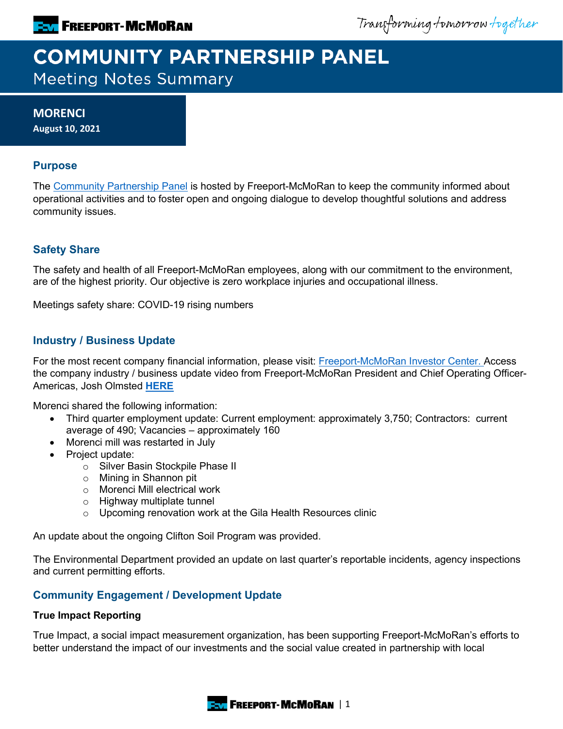# COMMUNITY PARTNERSHIP PANEL

Meeting Notes Summary

**MORENCI**

**August 10, 2021**

## Purpose

The Community Partnership Panel is hosted by Freeport-McMoRan to keep the community informed about operational activities and to foster open and ongoing dialogue to develop thoughtful solutions and address community issues.

## Safety Share

The safety and health of all Freeport-McMoRan employees, along with our commitment to the environment, are of the highest priority. Our objective is zero workplace injuries and occupational illness.

Meetings safety share: COVID-19 rising numbers

## Industry / Business Update

For the most recent company financial information, please visit: Freeport-McMoRan Investor Center. Access the company industry / business update video from Freeport-McMoRan President and Chief Operating Officer-Americas, Josh Olmsted **HERE**

Morenci shared the following information:

- Third quarter employment update: Current employment: approximately 3,750; Contractors: current average of 490; Vacancies – approximately 160
- Morenci mill was restarted in July
- Project update:
  - Silver Basin Stockpile Phase II
  - Mining in Shannon pit
  - Morenci Mill electrical work
  - Highway multiplate tunnel
  - Upcoming renovation work at the Gila Health Resources clinic

An update about the ongoing Clifton Soil Program was provided.

The Environmental Department provided an update on last quarter's reportable incidents, agency inspections and current permitting efforts.

## Community Engagement / Development Update

### True Impact Reporting

True Impact, a social impact measurement organization, has been supporting Freeport-McMoRan's efforts to better understand the impact of our investments and the social value created in partnership with local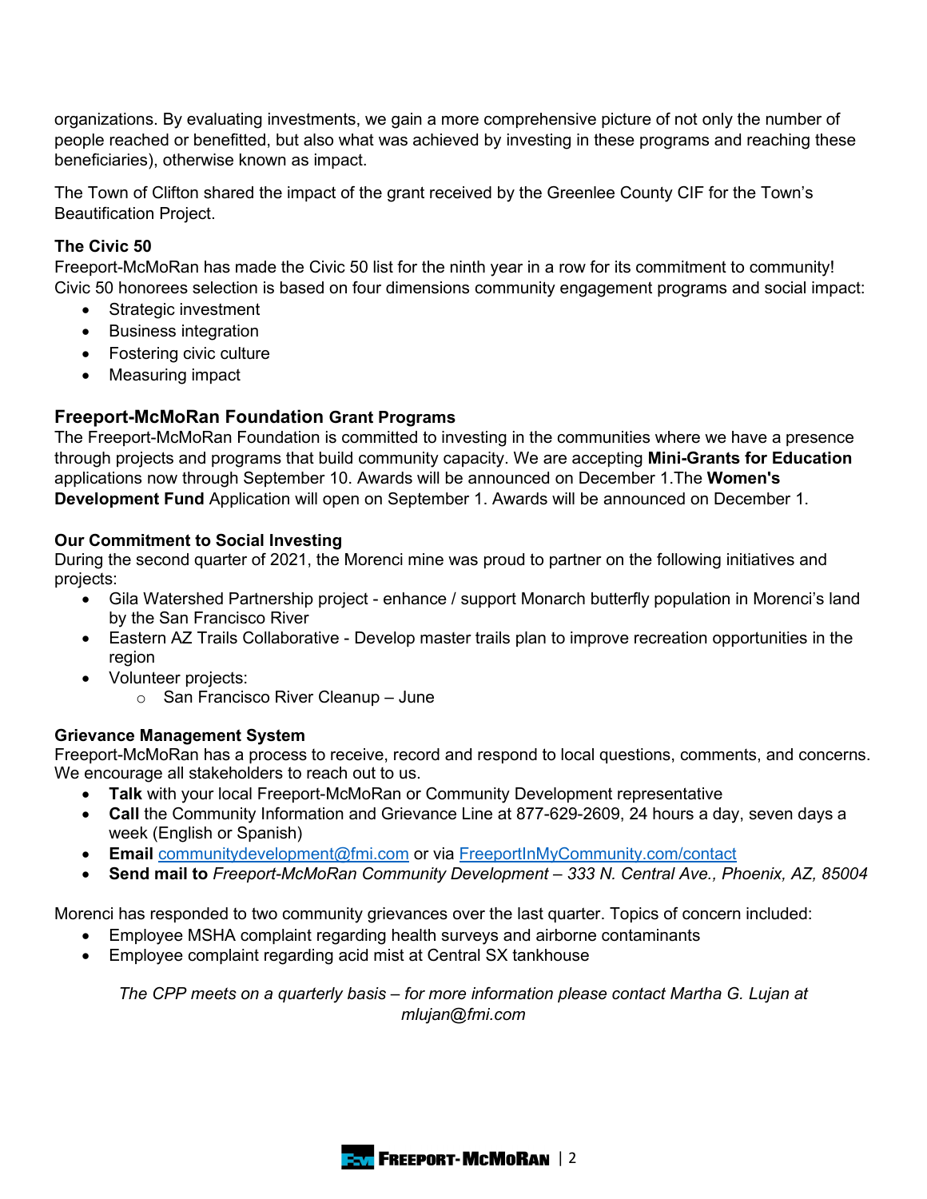organizations. By evaluating investments, we gain a more comprehensive picture of not only the number of people reached or benefitted, but also what was achieved by investing in these programs and reaching these beneficiaries), otherwise known as impact.

The Town of Clifton shared the impact of the grant received by the Greenlee County CIF for the Town's Beautification Project.

**The Civic 50**

Freeport-McMoRan has made the Civic 50 list for the ninth year in a row for its commitment to community! Civic 50 honorees selection is based on four dimensions community engagement programs and social impact:

- Strategic investment
- Business integration
- Fostering civic culture
- Measuring impact

### Freeport-McMoRan Foundation Grant Programs

The Freeport-McMoRan Foundation is committed to investing in the communities where we have a presence through projects and programs that build community capacity. We are accepting **Mini-Grants for Education** applications now through September 10. Awards will be announced on December 1.The **Women's Development Fund** Application will open on September 1. Awards will be announced on December 1.

**Our Commitment to Social Investing**

During the second quarter of 2021, the Morenci mine was proud to partner on the following initiatives and projects:

- Gila Watershed Partnership project - enhance / support Monarch butterfly population in Morenci's land by the San Francisco River
- Eastern AZ Trails Collaborative - Develop master trails plan to improve recreation opportunities in the region
- Volunteer projects:
  - San Francisco River Cleanup – June

**Grievance Management System**

Freeport-McMoRan has a process to receive, record and respond to local questions, comments, and concerns. We encourage all stakeholders to reach out to us.

- **Talk** with your local Freeport-McMoRan or Community Development representative
- **Call** the Community Information and Grievance Line at 877-629-2609, 24 hours a day, seven days a week (English or Spanish)
- **Email** communitydevelopment@fmi.com or via FreeportInMyCommunity.com/contact
- **Send mail to** *Freeport-McMoRan Community Development – 333 N. Central Ave., Phoenix, AZ, 85004*

Morenci has responded to two community grievances over the last quarter. Topics of concern included:

- Employee MSHA complaint regarding health surveys and airborne contaminants
- Employee complaint regarding acid mist at Central SX tankhouse

*The CPP meets on a quarterly basis – for more information please contact Martha G. Lujan at mlujan@fmi.com*